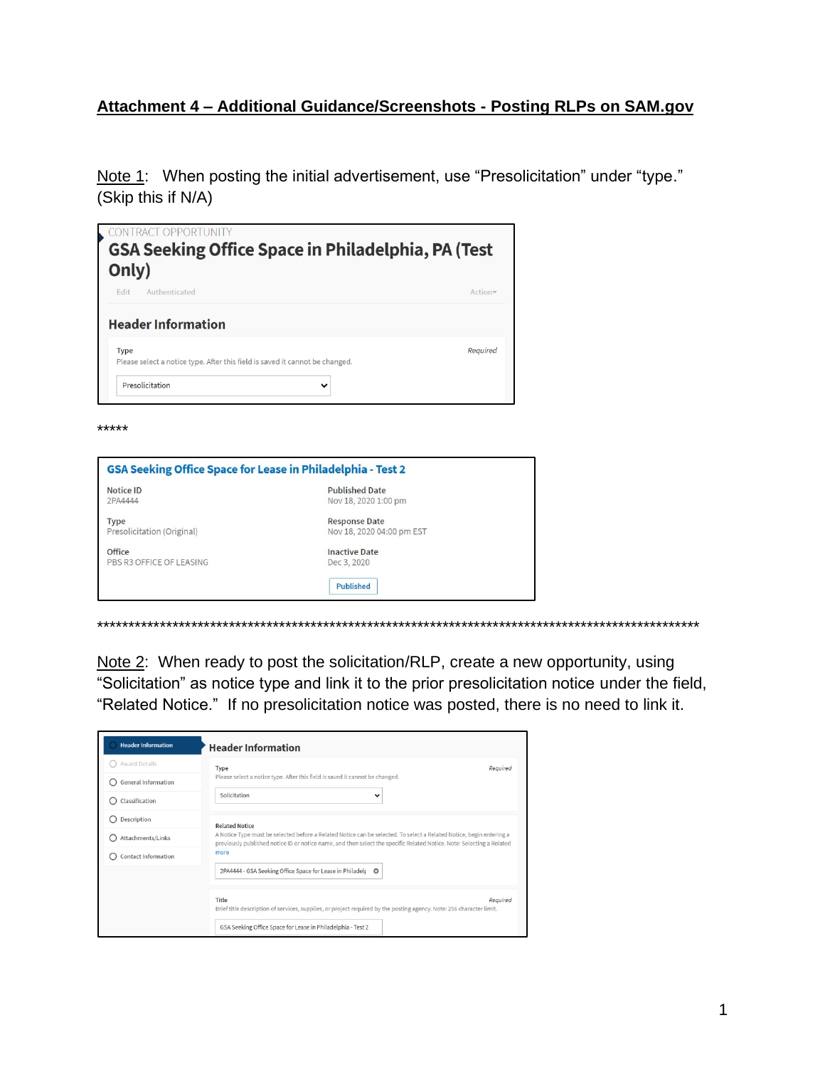# Attachment 4 – Additional Guidance/Screenshots - Posting RLPs on SAM.gov

Note 1: When posting the initial advertisement, use "Presolicitation" under "type." (Skip this if N/A)

CONTRACT OPPORTUNITY

**GSA Seeking Office Space in Philadelphia, PA (Test Only)**

Edit Authenticated Action

**Header Information**

Type *Required*

Please select a notice type. After this field is saved it cannot be changed.

Presolicitation

*****

**GSA Seeking Office Space for Lease in Philadelphia - Test 2**

| | |
|---|---|
| Notice ID<br>2PA4444 | Published Date<br>Nov 18, 2020 1:00 pm |
| Type<br>Presolicitation (Original) | Response Date<br>Nov 18, 2020 04:00 pm EST |
| Office<br>PBS R3 OFFICE OF LEASING | Inactive Date<br>Dec 3, 2020 |
| | Published |

*************************************************************************************************

Note 2: When ready to post the solicitation/RLP, create a new opportunity, using "Solicitation" as notice type and link it to the prior presolicitation notice under the field, "Related Notice." If no presolicitation notice was posted, there is no need to link it.

Header Information | Award Details | General Information | Classification | Description | Attachments/Links | Contact Information

**Header Information**

Type *Required*

Please select a notice type. After this field is saved it cannot be changed.

Solicitation

Related Notice

A Notice Type must be selected before a Related Notice can be selected. To select a Related Notice, begin entering a previously published notice ID or notice name, and then select the specific Related Notice. Note: Selecting a Related more

2PA4444 - GSA Seeking Office Space for Lease in Philadel

Title *Required*

Brief title description of services, supplies, or project required by the posting agency. Note: 256 character limit.

GSA Seeking Office Space for Lease in Philadelphia - Test 2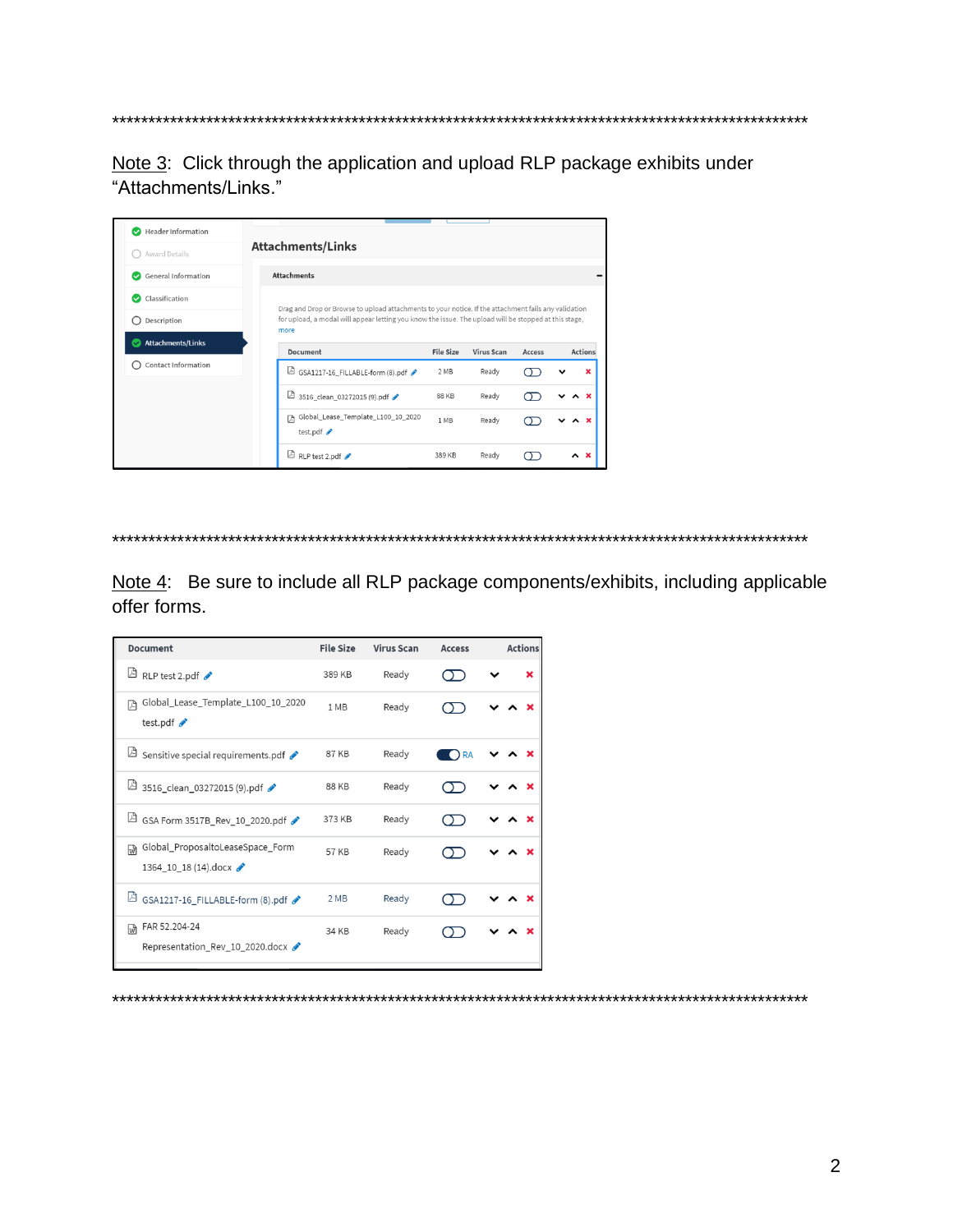**************************************************************************************************

Note 3: Click through the application and upload RLP package exhibits under "Attachments/Links."

- Header Information
- Award Details
- General Information
- Classification
- Description
- Attachments/Links
- Contact Information

**Attachments/Links**

**Attachments**

Drag and Drop or Browse to upload attachments to your notice. If the attachment fails any validation for upload, a modal will appear letting you know the issue. The upload will be stopped at this stage. more

| Document | File Size | Virus Scan | Access | Actions |
|---|---|---|---|---|
| GSA1217-16_FILLABLE-form (8).pdf | 2 MB | Ready | | |
| 3516_clean_03272015 (9).pdf | 88 KB | Ready | | |
| Global_Lease_Template_L100_10_2020 test.pdf | 1 MB | Ready | | |
| RLP test 2.pdf | 389 KB | Ready | | |

**************************************************************************************************

Note 4: Be sure to include all RLP package components/exhibits, including applicable offer forms.

| Document | File Size | Virus Scan | Access | Actions |
|---|---|---|---|---|
| RLP test 2.pdf | 389 KB | Ready | | |
| Global_Lease_Template_L100_10_2020 test.pdf | 1 MB | Ready | | |
| Sensitive special requirements.pdf | 87 KB | Ready | RA | |
| 3516_clean_03272015 (9).pdf | 88 KB | Ready | | |
| GSA Form 3517B_Rev_10_2020.pdf | 373 KB | Ready | | |
| Global_ProposaltoLeaseSpace_Form 1364_10_18 (14).docx | 57 KB | Ready | | |
| GSA1217-16_FILLABLE-form (8).pdf | 2 MB | Ready | | |
| FAR 52.204-24 Representation_Rev_10_2020.docx | 34 KB | Ready | | |

**************************************************************************************************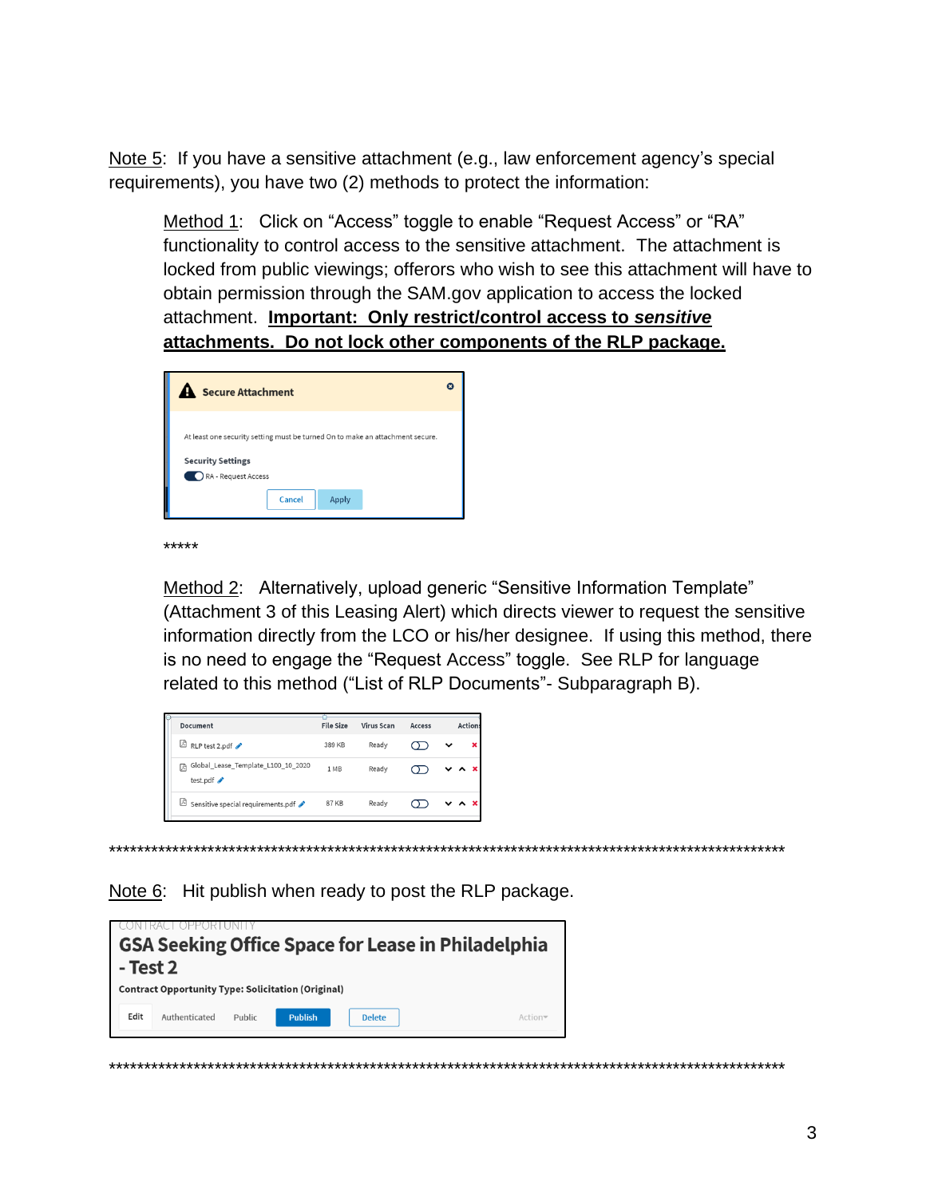Note 5: If you have a sensitive attachment (e.g., law enforcement agency's special requirements), you have two (2) methods to protect the information:

> Method 1: Click on "Access" toggle to enable "Request Access" or "RA" functionality to control access to the sensitive attachment. The attachment is locked from public viewings; offerors who wish to see this attachment will have to obtain permission through the SAM.gov application to access the locked attachment. **Important: Only restrict/control access to *sensitive* attachments. Do not lock other components of the RLP package.**
>
> **Secure Attachment**
>
> At least one security setting must be turned On to make an attachment secure.
>
> **Security Settings**
>
> RA - Request Access
>
> Cancel | Apply
>
> *****
>
> Method 2: Alternatively, upload generic "Sensitive Information Template" (Attachment 3 of this Leasing Alert) which directs viewer to request the sensitive information directly from the LCO or his/her designee. If using this method, there is no need to engage the "Request Access" toggle. See RLP for language related to this method ("List of RLP Documents"- Subparagraph B).
>
> | Document | File Size | Virus Scan | Access | Actions |
> | --- | --- | --- | --- | --- |
> | RLP test 2.pdf | 389 KB | Ready | | |
> | Global_Lease_Template_L100_10_2020 test.pdf | 1 MB | Ready | | |
> | Sensitive special requirements.pdf | 87 KB | Ready | | |

*************************************************************************************************

Note 6: Hit publish when ready to post the RLP package.

CONTRACT OPPORTUNITY

**GSA Seeking Office Space for Lease in Philadelphia - Test 2**

**Contract Opportunity Type: Solicitation (Original)**

Edit | Authenticated | Public | Publish | Delete | Action

*************************************************************************************************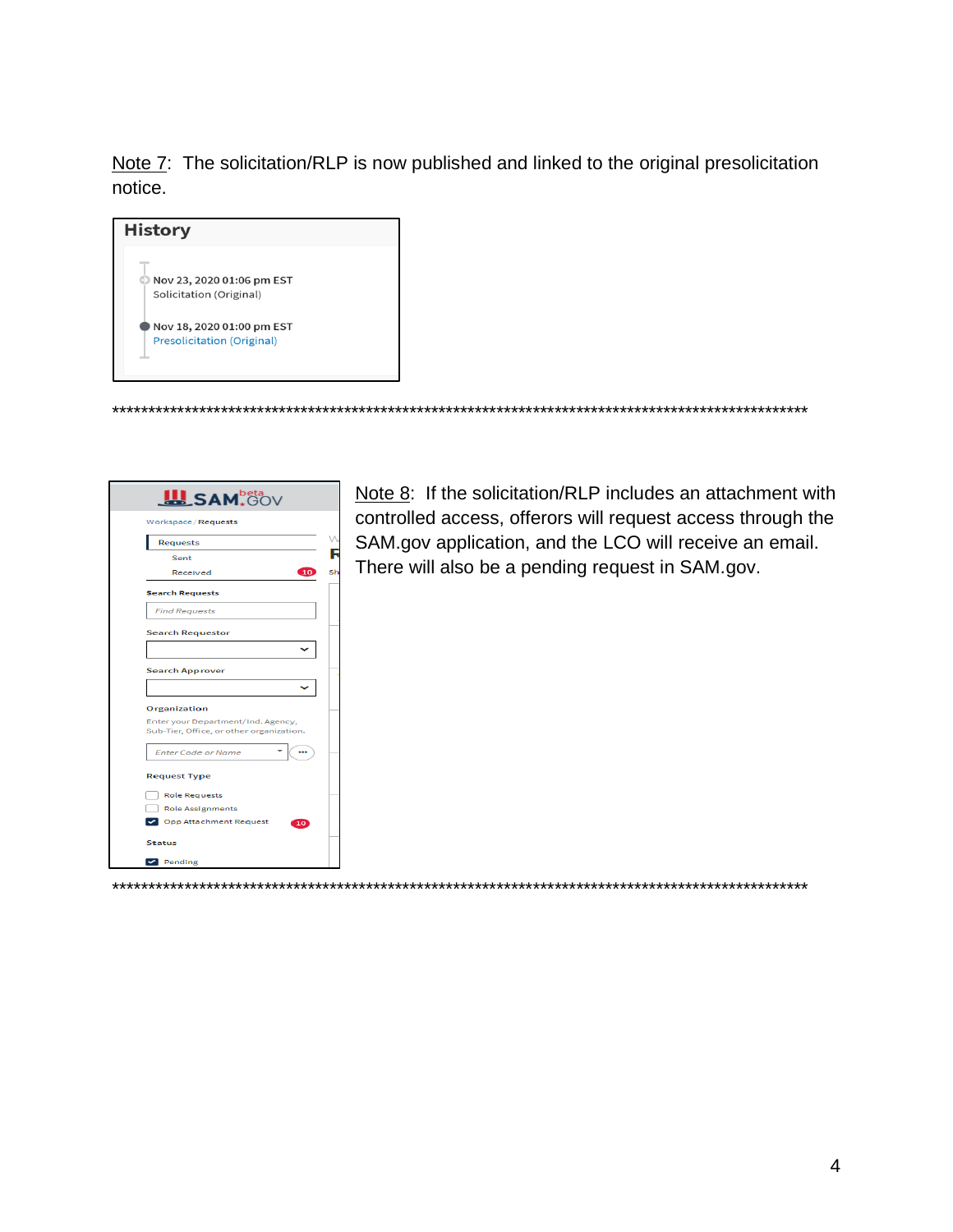Note 7: The solicitation/RLP is now published and linked to the original presolicitation notice.

History

Nov 23, 2020 01:06 pm EST
Solicitation (Original)

Nov 18, 2020 01:00 pm EST
Presolicitation (Original)

****************************************************************************************************

Note 8: If the solicitation/RLP includes an attachment with controlled access, offerors will request access through the SAM.gov application, and the LCO will receive an email. There will also be a pending request in SAM.gov.

****************************************************************************************************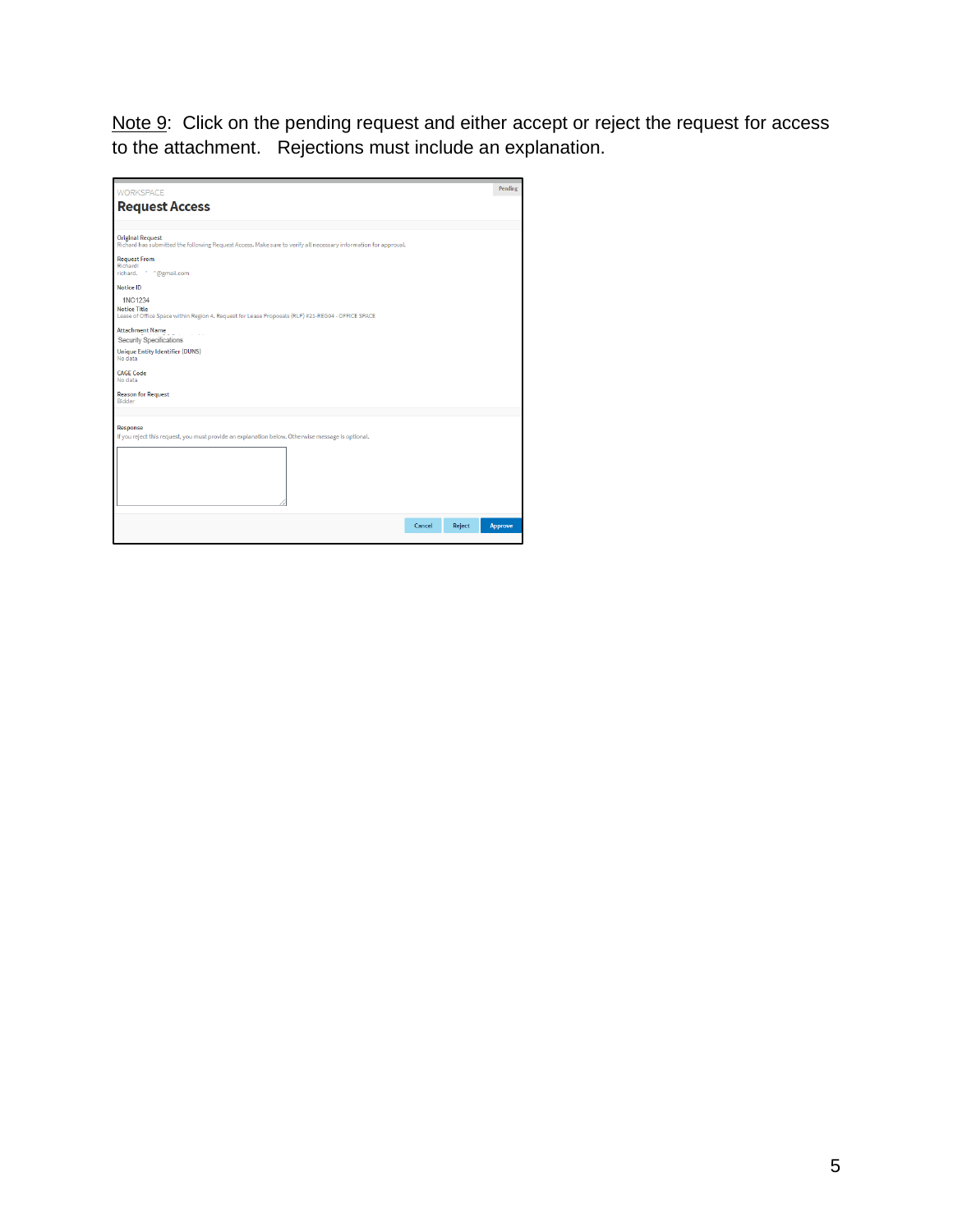Note 9: Click on the pending request and either accept or reject the request for access to the attachment. Rejections must include an explanation.

WORKSPACE

Pending

**Request Access**

Original Request
Richard has submitted the following Request Access. Make sure to verify all necessary information for approval.

Request From
Richard
richard. @gmail.com

Notice ID
4NC1234

Notice Title
Lease of Office Space within Region 4, Request for Lease Proposals (RLP) #21-REG04 - OFFICE SPACE

Attachment Name
Security Specifications

Unique Entity Identifier (DUNS)
No data

CAGE Code
No data

Reason for Request
Bidder

Response
If you reject this request, you must provide an explanation below. Otherwise message is optional.

Cancel Reject Approve